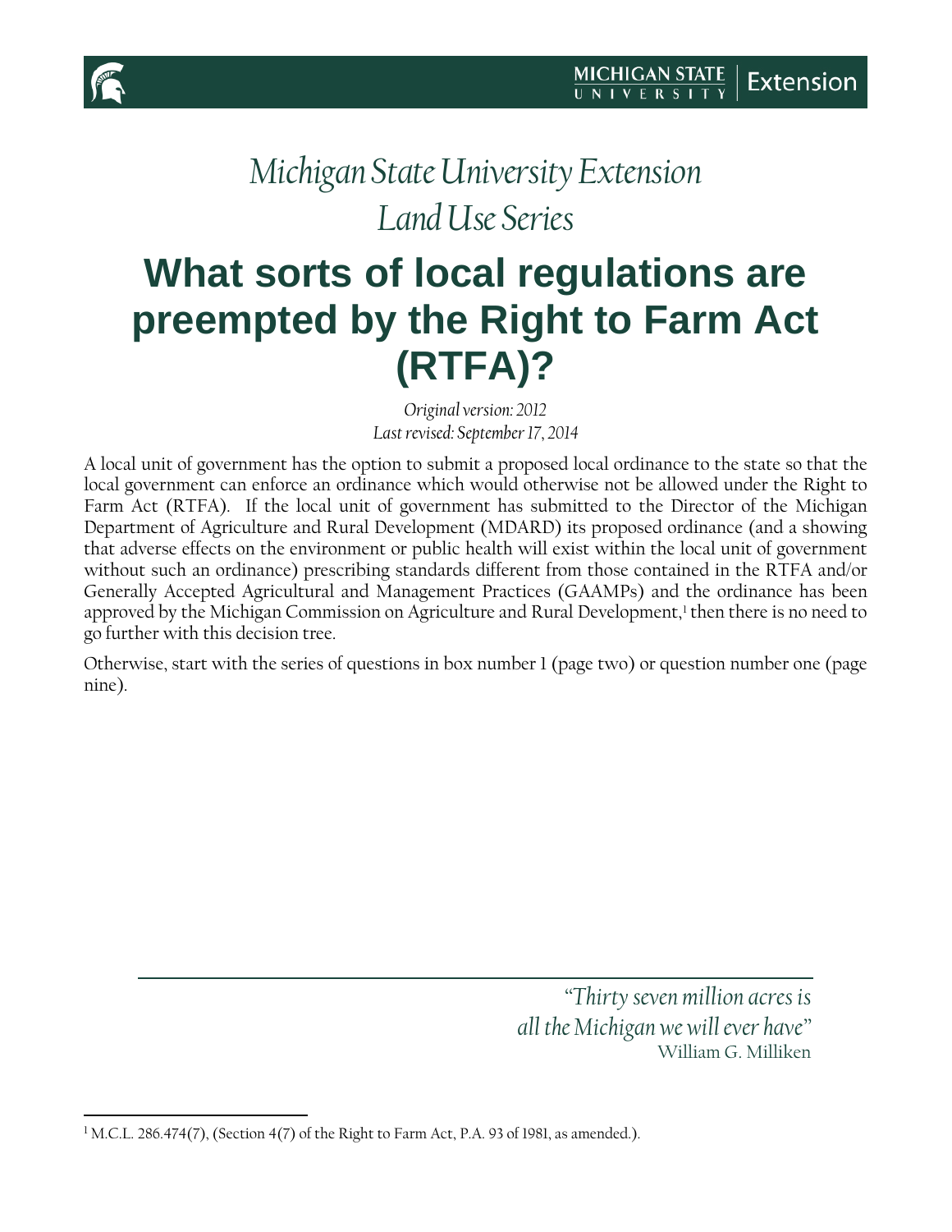*Michigan State University Extension*
*Land Use Series*

# What sorts of local regulations are preempted by the Right to Farm Act (RTFA)?

*Original version: 2012*
*Last revised: September 17, 2014*

A local unit of government has the option to submit a proposed local ordinance to the state so that the local government can enforce an ordinance which would otherwise not be allowed under the Right to Farm Act (RTFA). If the local unit of government has submitted to the Director of the Michigan Department of Agriculture and Rural Development (MDARD) its proposed ordinance (and a showing that adverse effects on the environment or public health will exist within the local unit of government without such an ordinance) prescribing standards different from those contained in the RTFA and/or Generally Accepted Agricultural and Management Practices (GAAMPs) and the ordinance has been approved by the Michigan Commission on Agriculture and Rural Development,[1] then there is no need to go further with this decision tree.

Otherwise, start with the series of questions in box number 1 (page two) or question number one (page nine).

> *"Thirty seven million acres is all the Michigan we will ever have"*
> William G. Milliken

[1] M.C.L. 286.474(7), (Section 4(7) of the Right to Farm Act, P.A. 93 of 1981, as amended.).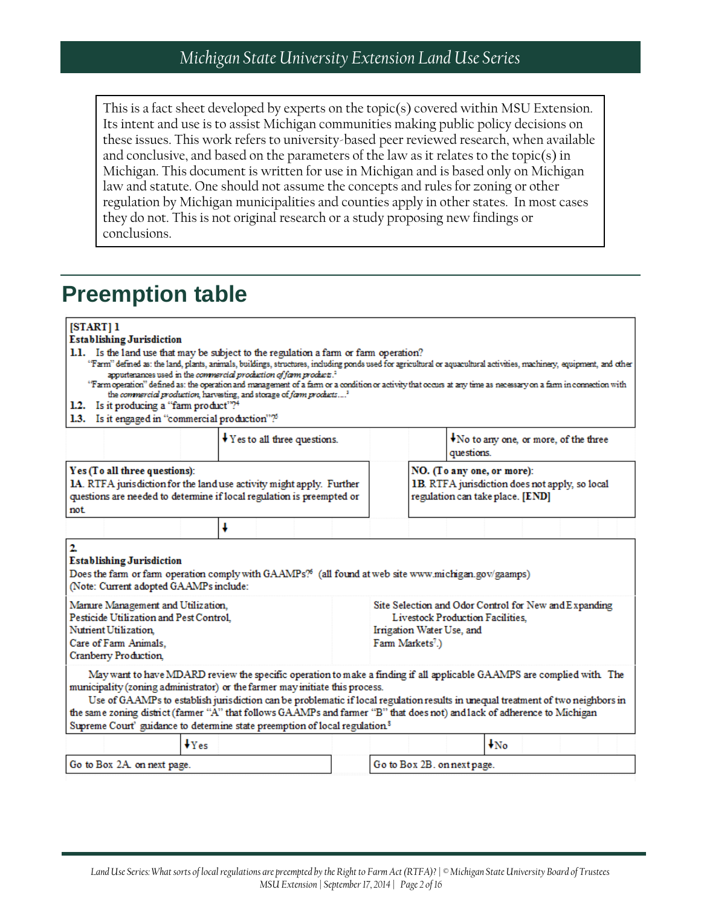This is a fact sheet developed by experts on the topic(s) covered within MSU Extension. Its intent and use is to assist Michigan communities making public policy decisions on these issues. This work refers to university-based peer reviewed research, when available and conclusive, and based on the parameters of the law as it relates to the topic(s) in Michigan. This document is written for use in Michigan and is based only on Michigan law and statute. One should not assume the concepts and rules for zoning or other regulation by Michigan municipalities and counties apply in other states. In most cases they do not. This is not original research or a study proposing new findings or conclusions.

# Preemption table

**[START] 1**
**Establishing Jurisdiction**

**1.1.** Is the land use that may be subject to the regulation a farm or farm operation?

"Farm" defined as: the land, plants, animals, buildings, structures, including ponds used for agricultural or aquacultural activities, machinery, equipment, and other appurtenances used in the *commercial production of farm products*.[2]

"Farm operation" defined as: the operation and management of a farm or a condition or activity that occurs at any time as necessary on a farm in connection with the *commercial production*, harvesting, and storage of *farm products*....[3]

**1.2.** Is it producing a "farm product"?[4]

**1.3.** Is it engaged in "commercial production"?[5]

| ↓Yes to all three questions. | ↓No to any one, or more, of the three questions. |
|---|---|
| **Yes (To all three questions):** **1A**. RTFA jurisdiction for the land use activity might apply. Further questions are needed to determine if local regulation is preempted or not. | **NO. (To any one, or more):** **1B**. RTFA jurisdiction does not apply, so local regulation can take place. **[END]** |
| ↓ | |

**2.**
**Establishing Jurisdiction**

Does the farm or farm operation comply with GAAMPs?[6] (all found at web site www.michigan.gov/gaamps)
(Note: Current adopted GAAMPs include:

| | |
|---|---|
| Manure Management and Utilization, | Site Selection and Odor Control for New and Expanding Livestock Production Facilities, |
| Pesticide Utilization and Pest Control, | Irrigation Water Use, and |
| Nutrient Utilization, | Farm Markets[7].) |
| Care of Farm Animals, | |
| Cranberry Production, | |

May want to have MDARD review the specific operation to make a finding if all applicable GAAMPS are complied with. The municipality (zoning administrator) or the farmer may initiate this process.

Use of GAAMPs to establish jurisdiction can be problematic if local regulation results in unequal treatment of two neighbors in the same zoning district (farmer "A" that follows GAAMPs and farmer "B" that does not) and lack of adherence to Michigan Supreme Court' guidance to determine state preemption of local regulation.[8]

| ↓Yes | ↓No |
|---|---|
| Go to Box 2A. on next page. | Go to Box 2B. on next page. |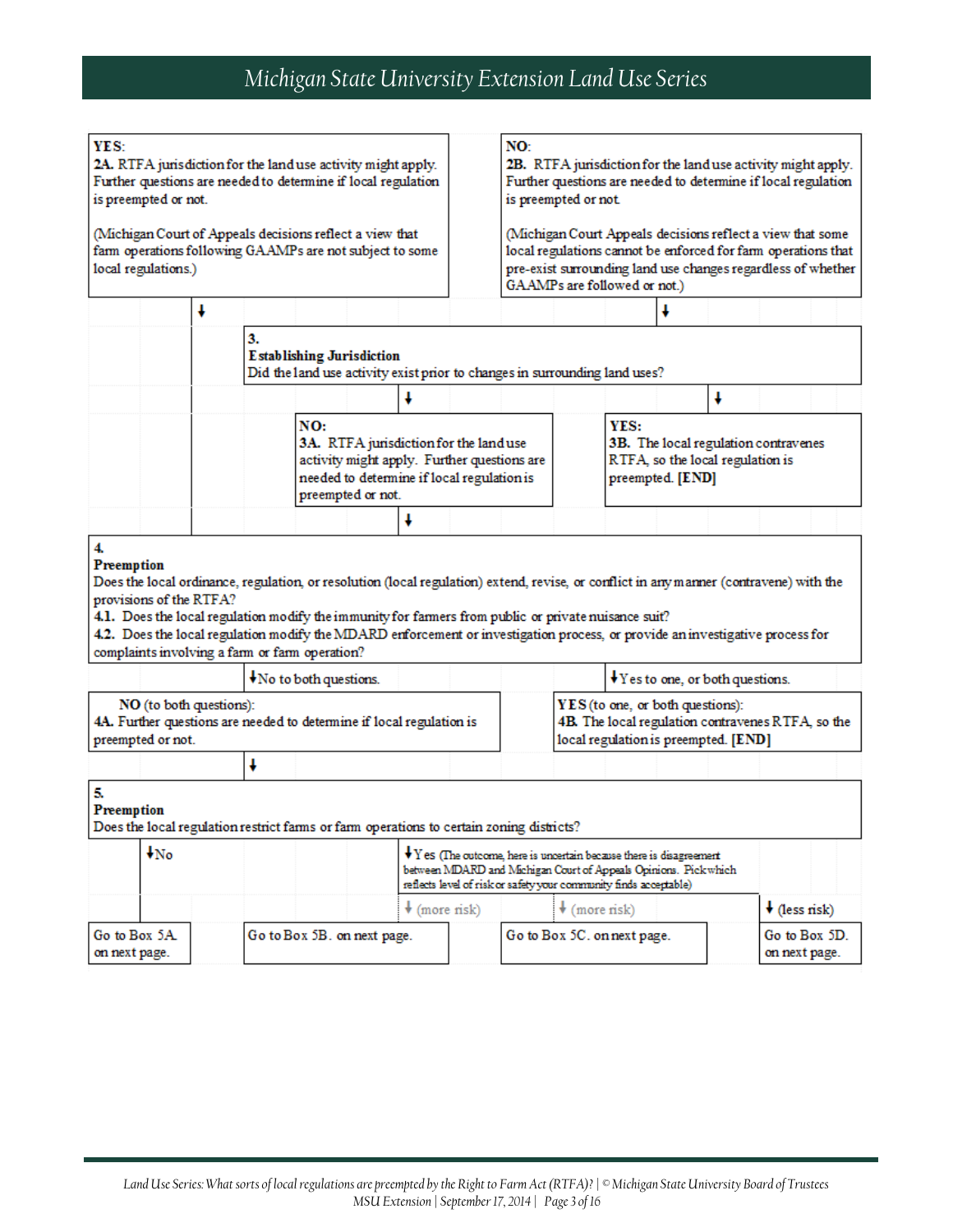**YES:**
**2A.** RTFA jurisdiction for the land use activity might apply. Further questions are needed to determine if local regulation is preempted or not.

(Michigan Court of Appeals decisions reflect a view that farm operations following GAAMPs are not subject to some local regulations.)

**NO:**
**2B.** RTFA jurisdiction for the land use activity might apply. Further questions are needed to determine if local regulation is preempted or not.

(Michigan Court Appeals decisions reflect a view that some local regulations cannot be enforced for farm operations that pre-exist surrounding land use changes regardless of whether GAAMPs are followed or not.)

↓

**3.**
**Establishing Jurisdiction**
Did the land use activity exist prior to changes in surrounding land uses?

**NO:**
**3A.** RTFA jurisdiction for the land use activity might apply. Further questions are needed to determine if local regulation is preempted or not.

**YES:**
**3B.** The local regulation contravenes RTFA, so the local regulation is preempted. **[END]**

↓

**4.**
**Preemption**
Does the local ordinance, regulation, or resolution (local regulation) extend, revise, or conflict in any manner (contravene) with the provisions of the RTFA?
**4.1.** Does the local regulation modify the immunity for farmers from public or private nuisance suit?
**4.2.** Does the local regulation modify the MDARD enforcement or investigation process, or provide an investigative process for complaints involving a farm or farm operation?

↓ No to both questions. | ↓ Yes to one, or both questions.

**NO** (to both questions):
**4A.** Further questions are needed to determine if local regulation is preempted or not.

**YES** (to one, or both questions):
**4B** The local regulation contravenes RTFA, so the local regulation is preempted. **[END]**

↓

**5.**
**Preemption**
Does the local regulation restrict farms or farm operations to certain zoning districts?

↓ No

↓ Yes (The outcome, here is uncertain because there is disagreement between MDARD and Michigan Court of Appeals Opinions. Pick which reflects level of risk or safety your community finds acceptable)

↓ (more risk) | ↓ (more risk) | ↓ (less risk)

| | | | |
|---|---|---|---|
| Go to Box 5A on next page. | Go to Box 5B. on next page. | Go to Box 5C. on next page. | Go to Box 5D. on next page. |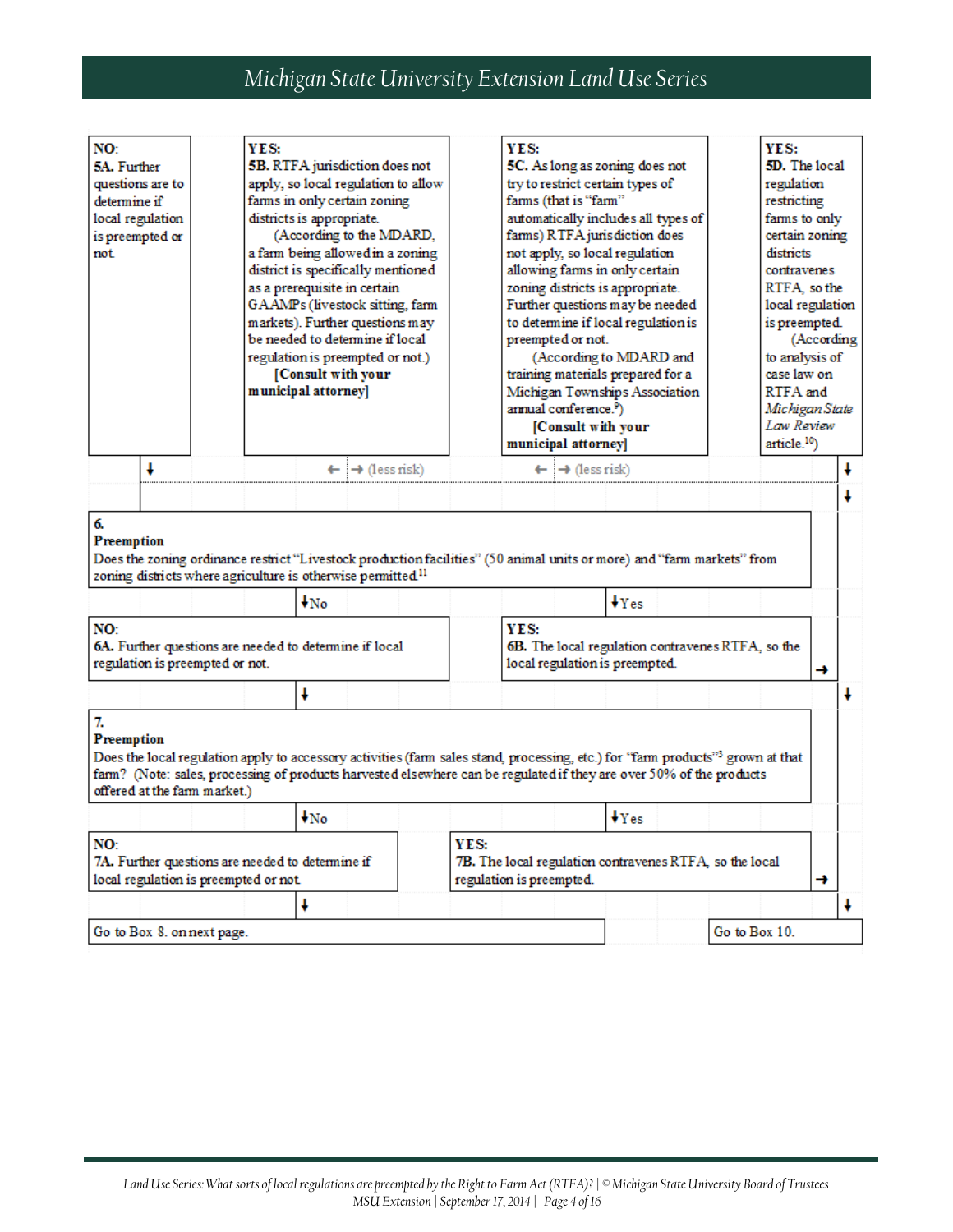**NO:**
**5A.** Further questions are to determine if local regulation is preempted or not.

**YES:**
**5B.** RTFA jurisdiction does not apply, so local regulation to allow farms in only certain zoning districts is appropriate.
(According to the MDARD, a farm being allowed in a zoning district is specifically mentioned as a prerequisite in certain GAAMPs (livestock sitting, farm markets). Further questions may be needed to determine if local regulation is preempted or not.)
**[Consult with your municipal attorney]**

**YES:**
**5C.** As long as zoning does not try to restrict certain types of farms (that is "farm" automatically includes all types of farms) RTFA jurisdiction does not apply, so local regulation allowing farms in only certain zoning districts is appropriate. Further questions may be needed to determine if local regulation is preempted or not.
(According to MDARD and training materials prepared for a Michigan Townships Association annual conference.[9])
**[Consult with your municipal attorney]**

**YES:**
**5D.** The local regulation restricting farms to only certain zoning districts contravenes RTFA, so the local regulation is preempted.
(According to analysis of case law on RTFA and *Michigan State Law Review* article.[10])

← → (less risk) ← → (less risk)

**6.**
**Preemption**
Does the zoning ordinance restrict "Livestock production facilities" (50 animal units or more) and "farm markets" from zoning districts where agriculture is otherwise permitted.[11]

↓No ↓Yes

**NO:**
**6A.** Further questions are needed to determine if local regulation is preempted or not.

**YES:**
**6B.** The local regulation contravenes RTFA, so the local regulation is preempted. →

**7.**
**Preemption**
Does the local regulation apply to accessory activities (farm sales stand, processing, etc.) for "farm products"[3] grown at that farm? (Note: sales, processing of products harvested elsewhere can be regulated if they are over 50% of the products offered at the farm market.)

↓No ↓Yes

**NO:**
**7A.** Further questions are needed to determine if local regulation is preempted or not.

**YES:**
**7B.** The local regulation contravenes RTFA, so the local regulation is preempted. →

Go to Box 8. on next page.

Go to Box 10.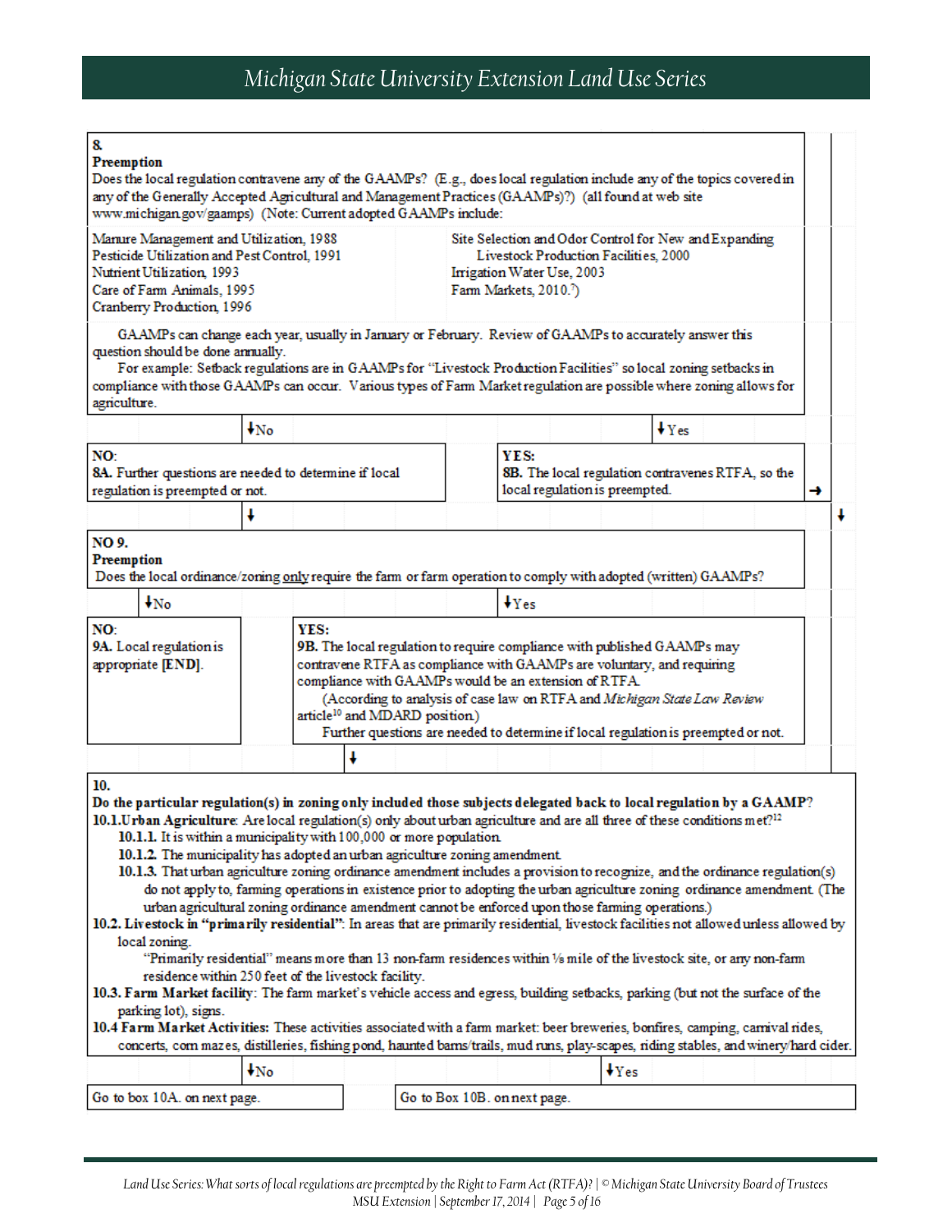**8.**
**Preemption**
Does the local regulation contravene any of the GAAMPs? (E.g., does local regulation include any of the topics covered in any of the Generally Accepted Agricultural and Management Practices (GAAMPs)?) (all found at web site www.michigan.gov/gaamps) (Note: Current adopted GAAMPs include:

- Manure Management and Utilization, 1988
- Pesticide Utilization and Pest Control, 1991
- Nutrient Utilization, 1993
- Care of Farm Animals, 1995
- Cranberry Production, 1996
- Site Selection and Odor Control for New and Expanding Livestock Production Facilities, 2000
- Irrigation Water Use, 2003
- Farm Markets, 2010.[7])

GAAMPs can change each year, usually in January or February. Review of GAAMPs to accurately answer this question should be done annually.

For example: Setback regulations are in GAAMPs for "Livestock Production Facilities" so local zoning setbacks in compliance with those GAAMPs can occur. Various types of Farm Market regulation are possible where zoning allows for agriculture.

↓No ↓Yes

**NO:**
8A. Further questions are needed to determine if local regulation is preempted or not.

**YES:**
8B. The local regulation contravenes RTFA, so the local regulation is preempted. →

↓

**NO 9.**
**Preemption**
Does the local ordinance/zoning only require the farm or farm operation to comply with adopted (written) GAAMPs?

↓No ↓Yes

**NO:**
9A. Local regulation is appropriate **[END]**.

**YES:**
9B. The local regulation to require compliance with published GAAMPs may contravene RTFA as compliance with GAAMPs are voluntary, and requiring compliance with GAAMPs would be an extension of RTFA.

(According to analysis of case law on RTFA and *Michigan State Law Review* article[10] and MDARD position.)

Further questions are needed to determine if local regulation is preempted or not.

↓

**10.**
**Do the particular regulation(s) in zoning only included those subjects delegated back to local regulation by a GAAMP?**

**10.1. Urban Agriculture**: Are local regulation(s) only about urban agriculture and are all three of these conditions met?[12]

- **10.1.1.** It is within a municipality with 100,000 or more population.
- **10.1.2.** The municipality has adopted an urban agriculture zoning amendment.
- **10.1.3.** That urban agriculture zoning ordinance amendment includes a provision to recognize, and the ordinance regulation(s) do not apply to, farming operations in existence prior to adopting the urban agriculture zoning ordinance amendment. (The urban agricultural zoning ordinance amendment cannot be enforced upon those farming operations.)

**10.2. Livestock in "primarily residential"**: In areas that are primarily residential, livestock facilities not allowed unless allowed by local zoning.

"Primarily residential" means more than 13 non-farm residences within ⅛ mile of the livestock site, or any non-farm residence within 250 feet of the livestock facility.

**10.3. Farm Market facility**: The farm market's vehicle access and egress, building setbacks, parking (but not the surface of the parking lot), signs.

**10.4 Farm Market Activities:** These activities associated with a farm market: beer breweries, bonfires, camping, carnival rides, concerts, corn mazes, distilleries, fishing pond, haunted barns/trails, mud runs, play-scapes, riding stables, and winery/hard cider.

↓No ↓Yes

Go to box 10A. on next page.

Go to Box 10B. on next page.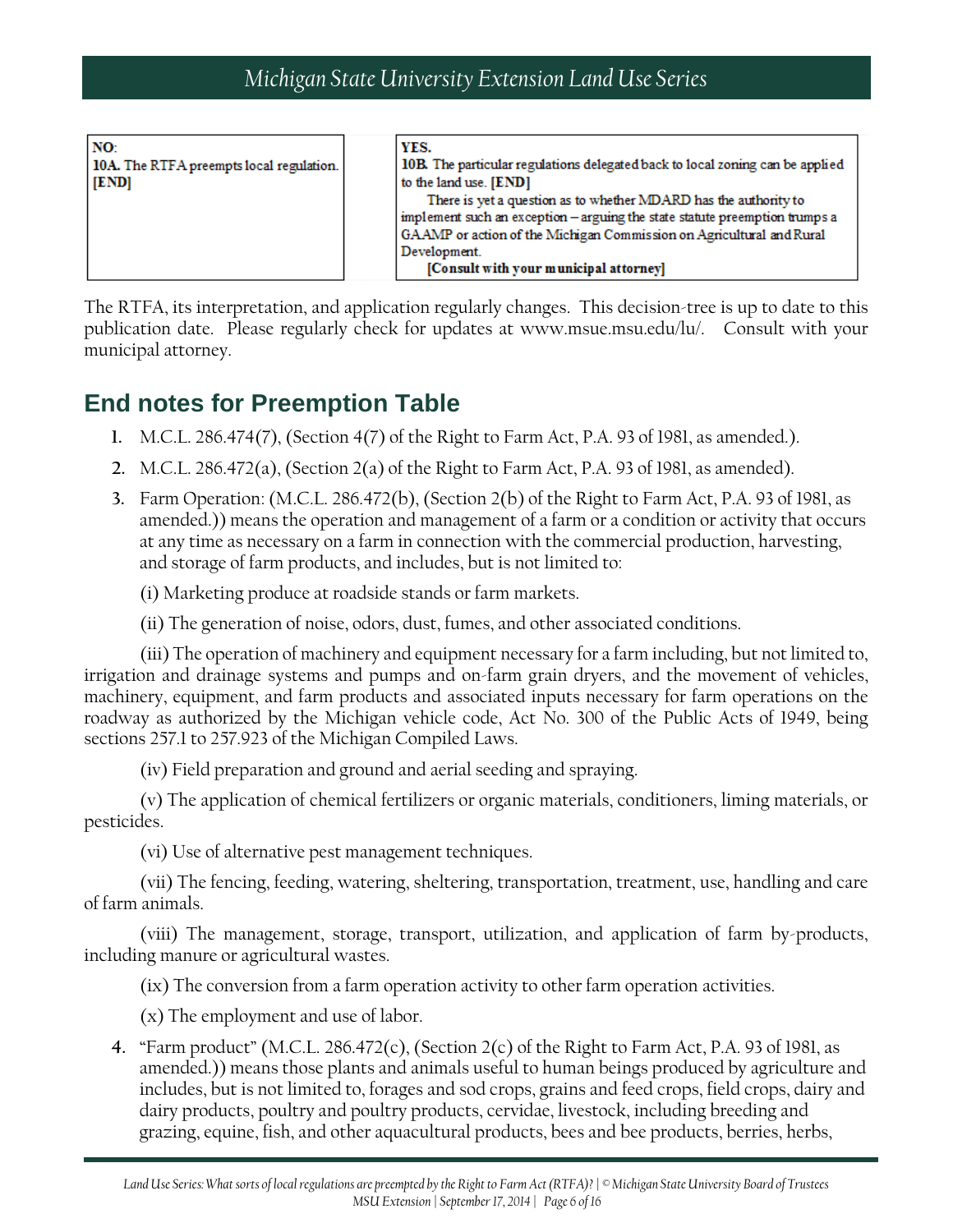| NO: | YES. |
|---|---|
| **10A.** The RTFA preempts local regulation. **[END]** | **10B.** The particular regulations delegated back to local zoning can be applied to the land use. **[END]**<br>There is yet a question as to whether MDARD has the authority to implement such an exception – arguing the state statute preemption trumps a GAAMP or action of the Michigan Commission on Agricultural and Rural Development.<br>**[Consult with your municipal attorney]** |

The RTFA, its interpretation, and application regularly changes. This decision-tree is up to date to this publication date. Please regularly check for updates at www.msue.msu.edu/lu/. Consult with your municipal attorney.

## End notes for Preemption Table

1. M.C.L. 286.474(7), (Section 4(7) of the Right to Farm Act, P.A. 93 of 1981, as amended.).
2. M.C.L. 286.472(a), (Section 2(a) of the Right to Farm Act, P.A. 93 of 1981, as amended).
3. Farm Operation: (M.C.L. 286.472(b), (Section 2(b) of the Right to Farm Act, P.A. 93 of 1981, as amended.)) means the operation and management of a farm or a condition or activity that occurs at any time as necessary on a farm in connection with the commercial production, harvesting, and storage of farm products, and includes, but is not limited to:

   (i) Marketing produce at roadside stands or farm markets.

   (ii) The generation of noise, odors, dust, fumes, and other associated conditions.

   (iii) The operation of machinery and equipment necessary for a farm including, but not limited to, irrigation and drainage systems and pumps and on-farm grain dryers, and the movement of vehicles, machinery, equipment, and farm products and associated inputs necessary for farm operations on the roadway as authorized by the Michigan vehicle code, Act No. 300 of the Public Acts of 1949, being sections 257.1 to 257.923 of the Michigan Compiled Laws.

   (iv) Field preparation and ground and aerial seeding and spraying.

   (v) The application of chemical fertilizers or organic materials, conditioners, liming materials, or pesticides.

   (vi) Use of alternative pest management techniques.

   (vii) The fencing, feeding, watering, sheltering, transportation, treatment, use, handling and care of farm animals.

   (viii) The management, storage, transport, utilization, and application of farm by-products, including manure or agricultural wastes.

   (ix) The conversion from a farm operation activity to other farm operation activities.

   (x) The employment and use of labor.

4. "Farm product" (M.C.L. 286.472(c), (Section 2(c) of the Right to Farm Act, P.A. 93 of 1981, as amended.)) means those plants and animals useful to human beings produced by agriculture and includes, but is not limited to, forages and sod crops, grains and feed crops, field crops, dairy and dairy products, poultry and poultry products, cervidae, livestock, including breeding and grazing, equine, fish, and other aquacultural products, bees and bee products, berries, herbs,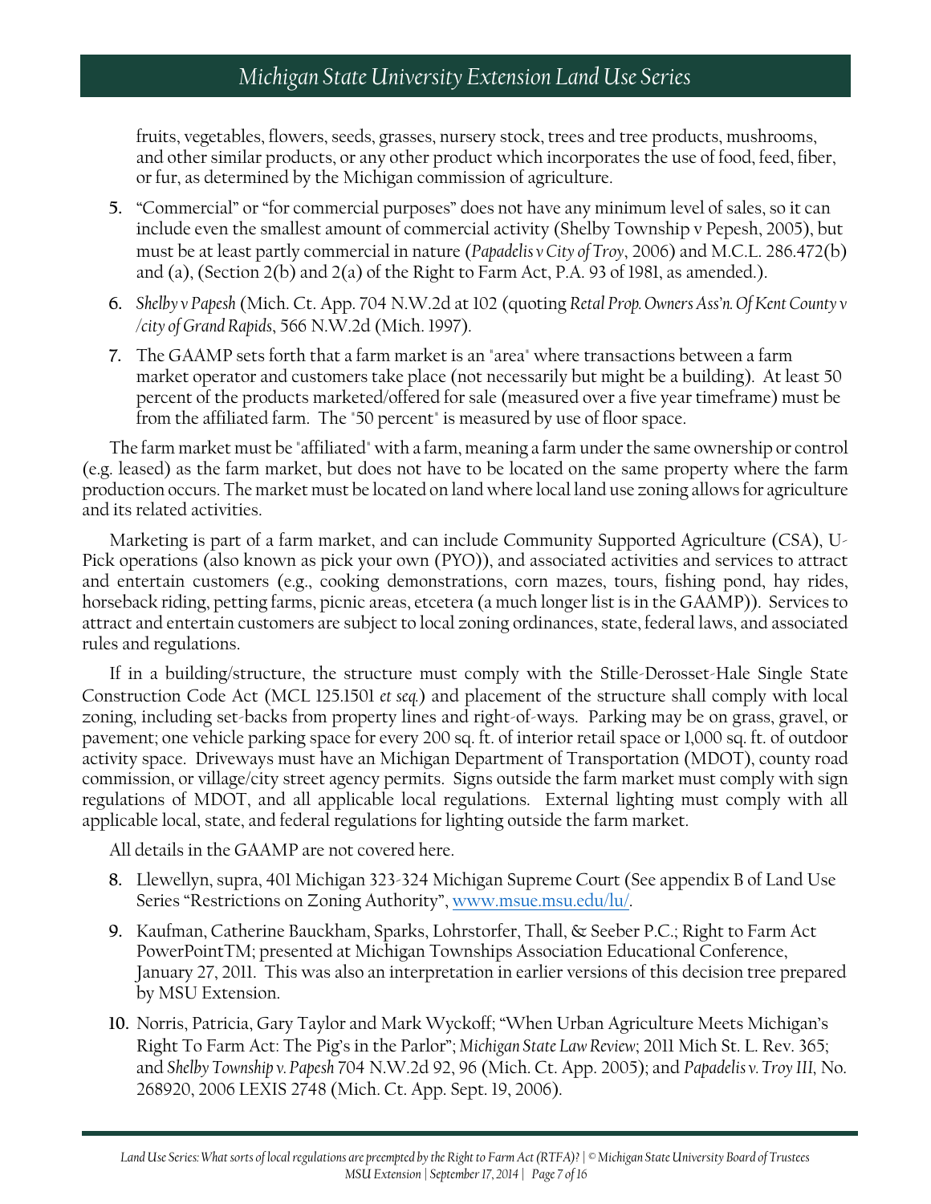fruits, vegetables, flowers, seeds, grasses, nursery stock, trees and tree products, mushrooms, and other similar products, or any other product which incorporates the use of food, feed, fiber, or fur, as determined by the Michigan commission of agriculture.

5. "Commercial" or "for commercial purposes" does not have any minimum level of sales, so it can include even the smallest amount of commercial activity (Shelby Township v Pepesh, 2005), but must be at least partly commercial in nature (*Papadelis v City of Troy*, 2006) and M.C.L. 286.472(b) and (a), (Section 2(b) and 2(a) of the Right to Farm Act, P.A. 93 of 1981, as amended.).
6. *Shelby v Papesh* (Mich. Ct. App. 704 N.W.2d at 102 (quoting *Retal Prop. Owners Ass'n. Of Kent County v /city of Grand Rapids*, 566 N.W.2d (Mich. 1997).
7. The GAAMP sets forth that a farm market is an "area" where transactions between a farm market operator and customers take place (not necessarily but might be a building). At least 50 percent of the products marketed/offered for sale (measured over a five year timeframe) must be from the affiliated farm. The "50 percent" is measured by use of floor space.

The farm market must be "affiliated" with a farm, meaning a farm under the same ownership or control (e.g. leased) as the farm market, but does not have to be located on the same property where the farm production occurs. The market must be located on land where local land use zoning allows for agriculture and its related activities.

Marketing is part of a farm market, and can include Community Supported Agriculture (CSA), U-Pick operations (also known as pick your own (PYO)), and associated activities and services to attract and entertain customers (e.g., cooking demonstrations, corn mazes, tours, fishing pond, hay rides, horseback riding, petting farms, picnic areas, etcetera (a much longer list is in the GAAMP)). Services to attract and entertain customers are subject to local zoning ordinances, state, federal laws, and associated rules and regulations.

If in a building/structure, the structure must comply with the Stille-Derosset-Hale Single State Construction Code Act (MCL 125.1501 *et seq.*) and placement of the structure shall comply with local zoning, including set-backs from property lines and right-of-ways. Parking may be on grass, gravel, or pavement; one vehicle parking space for every 200 sq. ft. of interior retail space or 1,000 sq. ft. of outdoor activity space. Driveways must have an Michigan Department of Transportation (MDOT), county road commission, or village/city street agency permits. Signs outside the farm market must comply with sign regulations of MDOT, and all applicable local regulations. External lighting must comply with all applicable local, state, and federal regulations for lighting outside the farm market.

All details in the GAAMP are not covered here.

8. Llewellyn, supra, 401 Michigan 323-324 Michigan Supreme Court (See appendix B of Land Use Series "Restrictions on Zoning Authority", [www.msue.msu.edu/lu/](www.msue.msu.edu/lu/).
9. Kaufman, Catherine Bauckham, Sparks, Lohrstorfer, Thall, & Seeber P.C.; Right to Farm Act PowerPointTM; presented at Michigan Townships Association Educational Conference, January 27, 2011. This was also an interpretation in earlier versions of this decision tree prepared by MSU Extension.
10. Norris, Patricia, Gary Taylor and Mark Wyckoff; "When Urban Agriculture Meets Michigan's Right To Farm Act: The Pig's in the Parlor"; *Michigan State Law Review*; 2011 Mich St. L. Rev. 365; and *Shelby Township v. Papesh* 704 N.W.2d 92, 96 (Mich. Ct. App. 2005); and *Papadelis v. Troy III*, No. 268920, 2006 LEXIS 2748 (Mich. Ct. App. Sept. 19, 2006).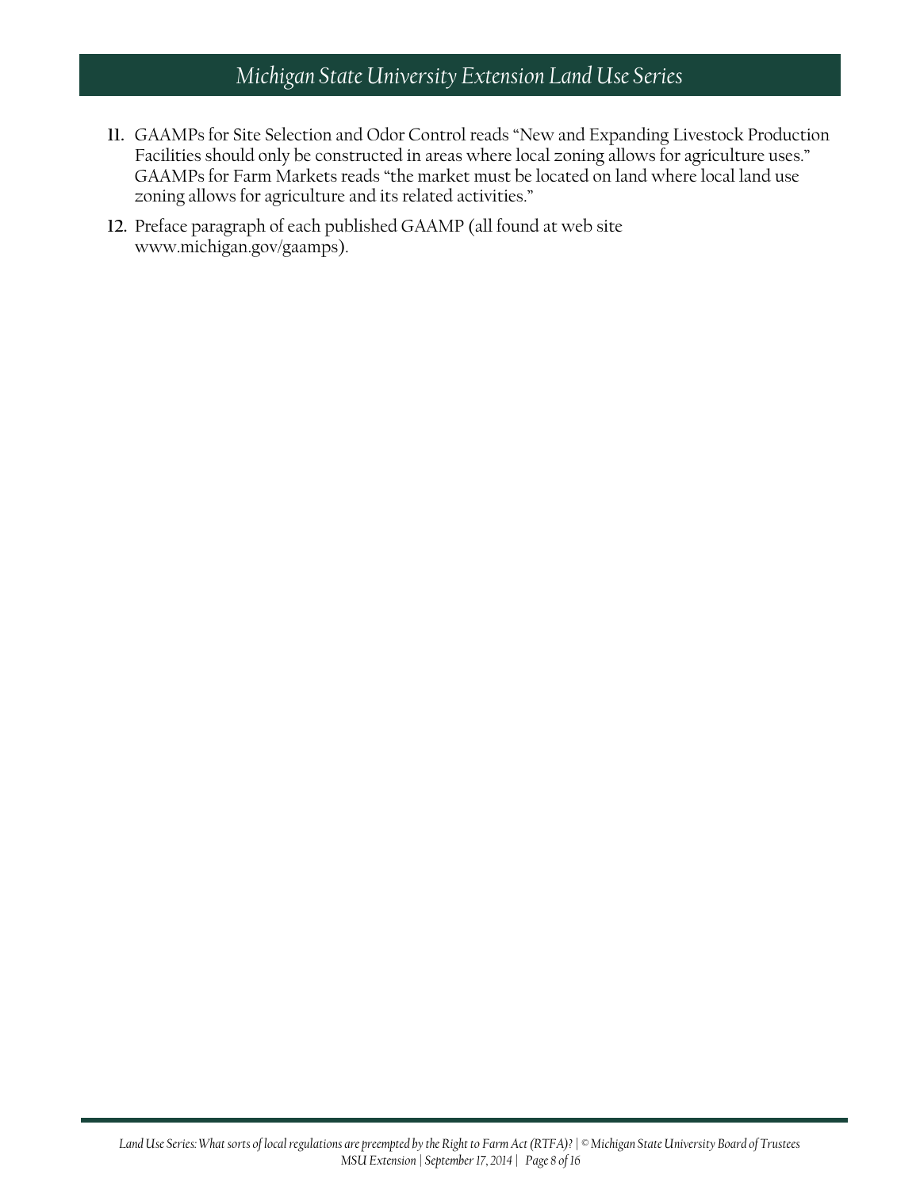11. GAAMPs for Site Selection and Odor Control reads "New and Expanding Livestock Production Facilities should only be constructed in areas where local zoning allows for agriculture uses." GAAMPs for Farm Markets reads "the market must be located on land where local land use zoning allows for agriculture and its related activities."
12. Preface paragraph of each published GAAMP (all found at web site www.michigan.gov/gaamps).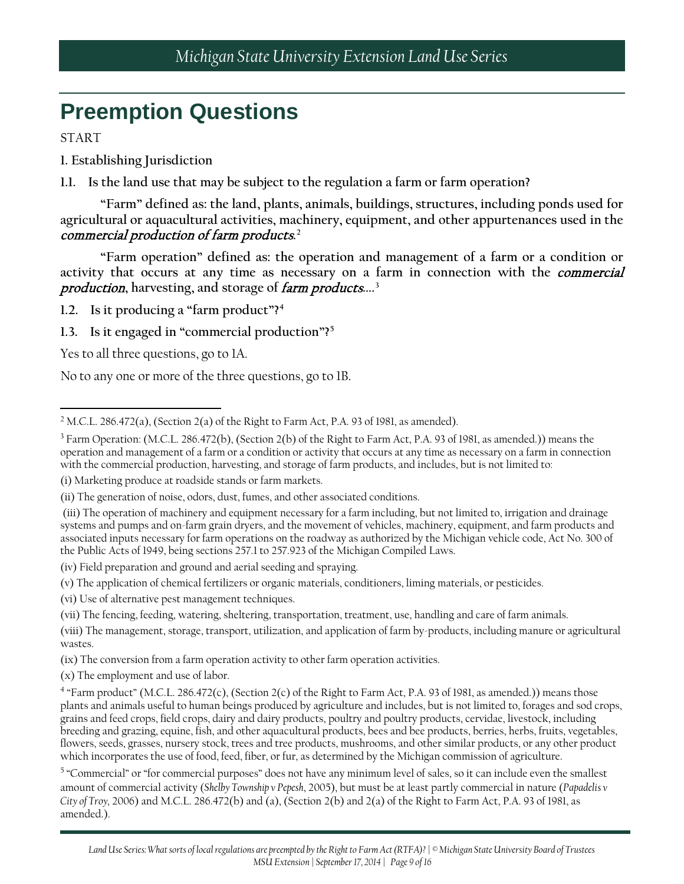# Preemption Questions

START

**I. Establishing Jurisdiction**

**1.1. Is the land use that may be subject to the regulation a farm or farm operation?**

**"Farm" defined as: the land, plants, animals, buildings, structures, including ponds used for agricultural or aquacultural activities, machinery, equipment, and other appurtenances used in the *commercial production of farm products*.[2]**

**"Farm operation" defined as: the operation and management of a farm or a condition or activity that occurs at any time as necessary on a farm in connection with the *commercial production*, harvesting, and storage of *farm products*....[3]**

**1.2. Is it producing a "farm product"?[4]**

**1.3. Is it engaged in "commercial production"?[5]**

Yes to all three questions, go to 1A.

No to any one or more of the three questions, go to 1B.

---

[2] M.C.L. 286.472(a), (Section 2(a) of the Right to Farm Act, P.A. 93 of 1981, as amended).

[3] Farm Operation: (M.C.L. 286.472(b), (Section 2(b) of the Right to Farm Act, P.A. 93 of 1981, as amended.)) means the operation and management of a farm or a condition or activity that occurs at any time as necessary on a farm in connection with the commercial production, harvesting, and storage of farm products, and includes, but is not limited to:

(i) Marketing produce at roadside stands or farm markets.

(ii) The generation of noise, odors, dust, fumes, and other associated conditions.

(iii) The operation of machinery and equipment necessary for a farm including, but not limited to, irrigation and drainage systems and pumps and on-farm grain dryers, and the movement of vehicles, machinery, equipment, and farm products and associated inputs necessary for farm operations on the roadway as authorized by the Michigan vehicle code, Act No. 300 of the Public Acts of 1949, being sections 257.1 to 257.923 of the Michigan Compiled Laws.

(iv) Field preparation and ground and aerial seeding and spraying.

(v) The application of chemical fertilizers or organic materials, conditioners, liming materials, or pesticides.

(vi) Use of alternative pest management techniques.

(vii) The fencing, feeding, watering, sheltering, transportation, treatment, use, handling and care of farm animals.

(viii) The management, storage, transport, utilization, and application of farm by-products, including manure or agricultural wastes.

(ix) The conversion from a farm operation activity to other farm operation activities.

(x) The employment and use of labor.

[4] "Farm product" (M.C.L. 286.472(c), (Section 2(c) of the Right to Farm Act, P.A. 93 of 1981, as amended.)) means those plants and animals useful to human beings produced by agriculture and includes, but is not limited to, forages and sod crops, grains and feed crops, field crops, dairy and dairy products, poultry and poultry products, cervidae, livestock, including breeding and grazing, equine, fish, and other aquacultural products, bees and bee products, berries, herbs, fruits, vegetables, flowers, seeds, grasses, nursery stock, trees and tree products, mushrooms, and other similar products, or any other product which incorporates the use of food, feed, fiber, or fur, as determined by the Michigan commission of agriculture.

[5] "Commercial" or "for commercial purposes" does not have any minimum level of sales, so it can include even the smallest amount of commercial activity (*Shelby Township v Pepesh*, 2005), but must be at least partly commercial in nature (*Papadelis v City of Troy*, 2006) and M.C.L. 286.472(b) and (a), (Section 2(b) and 2(a) of the Right to Farm Act, P.A. 93 of 1981, as amended.).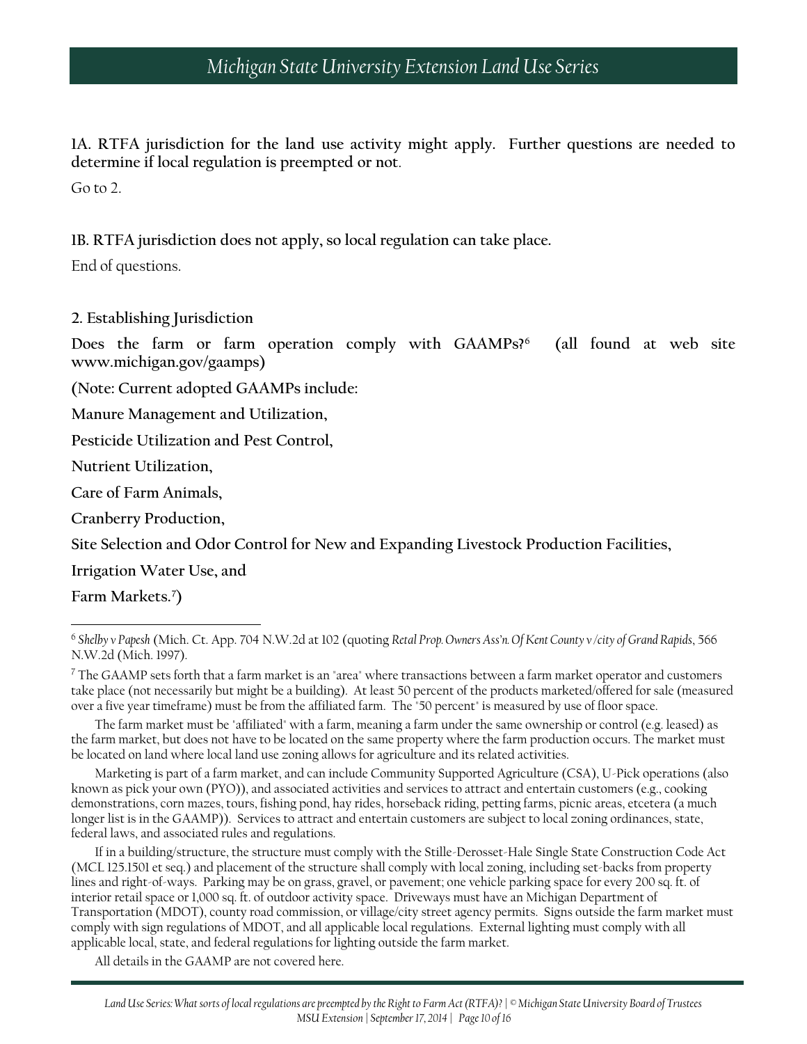**1A. RTFA jurisdiction for the land use activity might apply. Further questions are needed to determine if local regulation is preempted or not**.

Go to 2.

**1B. RTFA jurisdiction does not apply, so local regulation can take place.**

End of questions.

**2. Establishing Jurisdiction**

**Does the farm or farm operation comply with GAAMPs?**[6] **(all found at web site www.michigan.gov/gaamps)**

**(Note: Current adopted GAAMPs include:**

**Manure Management and Utilization,**

**Pesticide Utilization and Pest Control,**

**Nutrient Utilization,**

**Care of Farm Animals,**

**Cranberry Production,**

**Site Selection and Odor Control for New and Expanding Livestock Production Facilities,**

**Irrigation Water Use, and**

**Farm Markets.**[7]**)**

---

[6] *Shelby v Papesh* (Mich. Ct. App. 704 N.W.2d at 102 (quoting *Retal Prop. Owners Ass'n. Of Kent County v /city of Grand Rapids*, 566 N.W.2d (Mich. 1997).

[7] The GAAMP sets forth that a farm market is an "area" where transactions between a farm market operator and customers take place (not necessarily but might be a building). At least 50 percent of the products marketed/offered for sale (measured over a five year timeframe) must be from the affiliated farm. The "50 percent" is measured by use of floor space.

The farm market must be "affiliated" with a farm, meaning a farm under the same ownership or control (e.g. leased) as the farm market, but does not have to be located on the same property where the farm production occurs. The market must be located on land where local land use zoning allows for agriculture and its related activities.

Marketing is part of a farm market, and can include Community Supported Agriculture (CSA), U-Pick operations (also known as pick your own (PYO)), and associated activities and services to attract and entertain customers (e.g., cooking demonstrations, corn mazes, tours, fishing pond, hay rides, horseback riding, petting farms, picnic areas, etcetera (a much longer list is in the GAAMP)). Services to attract and entertain customers are subject to local zoning ordinances, state, federal laws, and associated rules and regulations.

If in a building/structure, the structure must comply with the Stille-Derosset-Hale Single State Construction Code Act (MCL 125.1501 et seq.) and placement of the structure shall comply with local zoning, including set-backs from property lines and right-of-ways. Parking may be on grass, gravel, or pavement; one vehicle parking space for every 200 sq. ft. of interior retail space or 1,000 sq. ft. of outdoor activity space. Driveways must have an Michigan Department of Transportation (MDOT), county road commission, or village/city street agency permits. Signs outside the farm market must comply with sign regulations of MDOT, and all applicable local regulations. External lighting must comply with all applicable local, state, and federal regulations for lighting outside the farm market.

All details in the GAAMP are not covered here.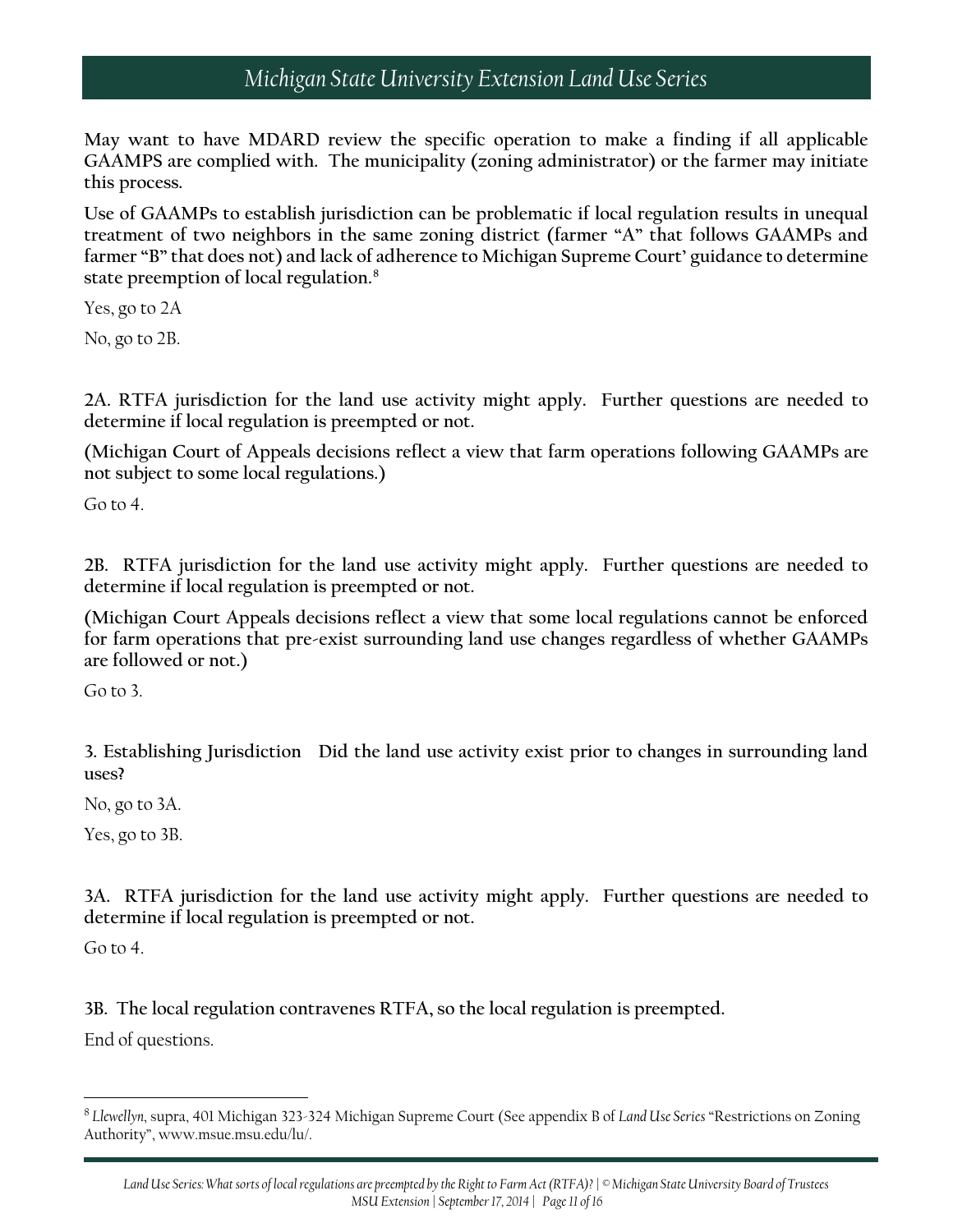**May want to have MDARD review the specific operation to make a finding if all applicable GAAMPS are complied with. The municipality (zoning administrator) or the farmer may initiate this process.**

**Use of GAAMPs to establish jurisdiction can be problematic if local regulation results in unequal treatment of two neighbors in the same zoning district (farmer "A" that follows GAAMPs and farmer "B" that does not) and lack of adherence to Michigan Supreme Court' guidance to determine state preemption of local regulation.[8]**

Yes, go to 2A

No, go to 2B.

**2A. RTFA jurisdiction for the land use activity might apply. Further questions are needed to determine if local regulation is preempted or not.**

**(Michigan Court of Appeals decisions reflect a view that farm operations following GAAMPs are not subject to some local regulations.)**

Go to 4.

**2B. RTFA jurisdiction for the land use activity might apply. Further questions are needed to determine if local regulation is preempted or not.**

**(Michigan Court Appeals decisions reflect a view that some local regulations cannot be enforced for farm operations that pre-exist surrounding land use changes regardless of whether GAAMPs are followed or not.)**

Go to 3.

**3. Establishing Jurisdiction Did the land use activity exist prior to changes in surrounding land uses?**

No, go to 3A.

Yes, go to 3B.

**3A. RTFA jurisdiction for the land use activity might apply. Further questions are needed to determine if local regulation is preempted or not.**

Go to 4.

**3B. The local regulation contravenes RTFA, so the local regulation is preempted.**

End of questions.

---

[8] *Llewellyn*, supra, 401 Michigan 323-324 Michigan Supreme Court (See appendix B of *Land Use Series* "Restrictions on Zoning Authority", www.msue.msu.edu/lu/.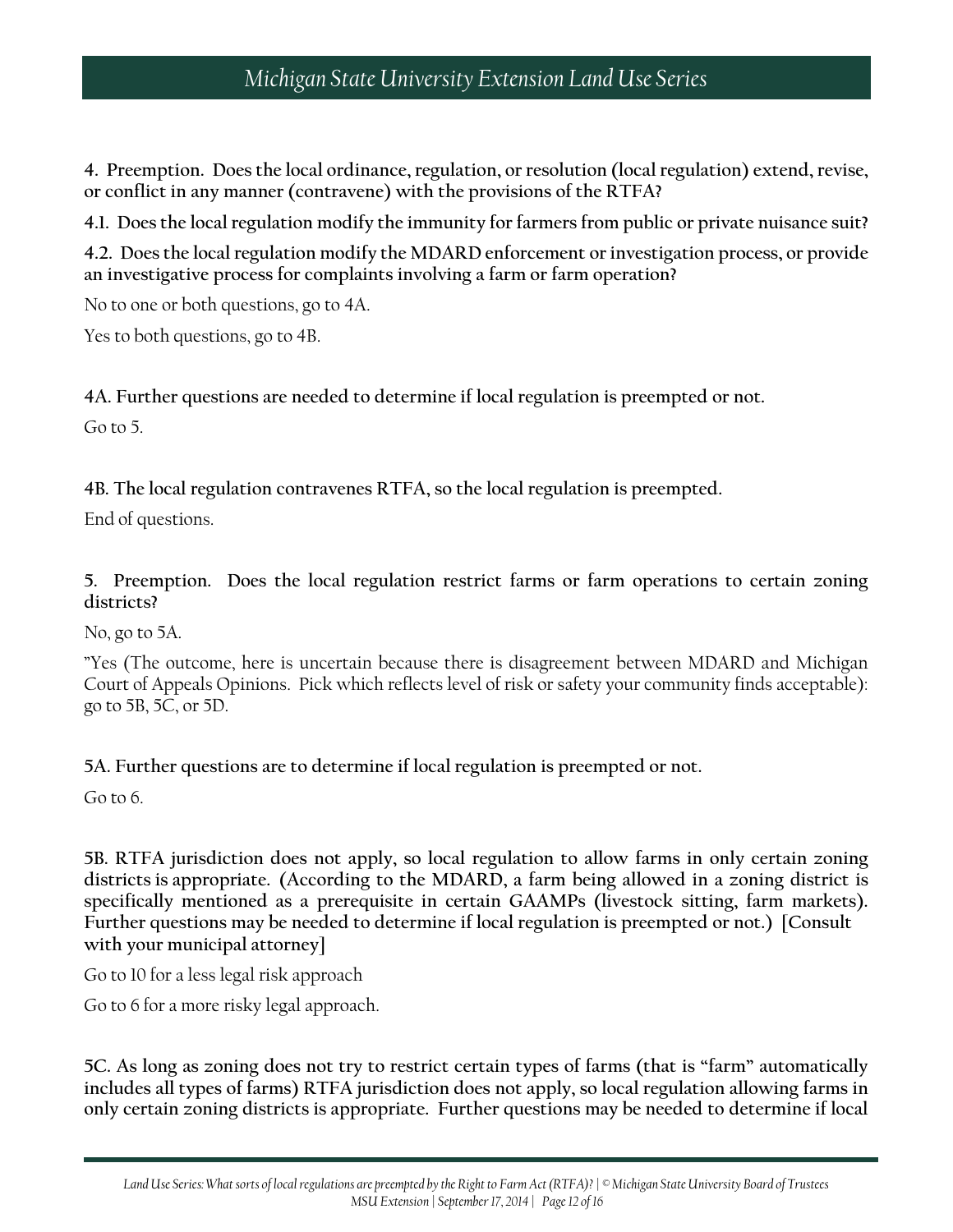**4. Preemption. Does the local ordinance, regulation, or resolution (local regulation) extend, revise, or conflict in any manner (contravene) with the provisions of the RTFA?**

**4.1. Does the local regulation modify the immunity for farmers from public or private nuisance suit?**

**4.2. Does the local regulation modify the MDARD enforcement or investigation process, or provide an investigative process for complaints involving a farm or farm operation?**

No to one or both questions, go to 4A.

Yes to both questions, go to 4B.

**4A. Further questions are needed to determine if local regulation is preempted or not.**

Go to 5.

**4B. The local regulation contravenes RTFA, so the local regulation is preempted.**

End of questions.

**5. Preemption. Does the local regulation restrict farms or farm operations to certain zoning districts?**

No, go to 5A.

"Yes (The outcome, here is uncertain because there is disagreement between MDARD and Michigan Court of Appeals Opinions. Pick which reflects level of risk or safety your community finds acceptable): go to 5B, 5C, or 5D.

**5A. Further questions are to determine if local regulation is preempted or not.**

Go to 6.

**5B. RTFA jurisdiction does not apply, so local regulation to allow farms in only certain zoning districts is appropriate. (According to the MDARD, a farm being allowed in a zoning district is specifically mentioned as a prerequisite in certain GAAMPs (livestock sitting, farm markets). Further questions may be needed to determine if local regulation is preempted or not.) [Consult with your municipal attorney]**

Go to 10 for a less legal risk approach

Go to 6 for a more risky legal approach.

**5C. As long as zoning does not try to restrict certain types of farms (that is "farm" automatically includes all types of farms) RTFA jurisdiction does not apply, so local regulation allowing farms in only certain zoning districts is appropriate. Further questions may be needed to determine if local**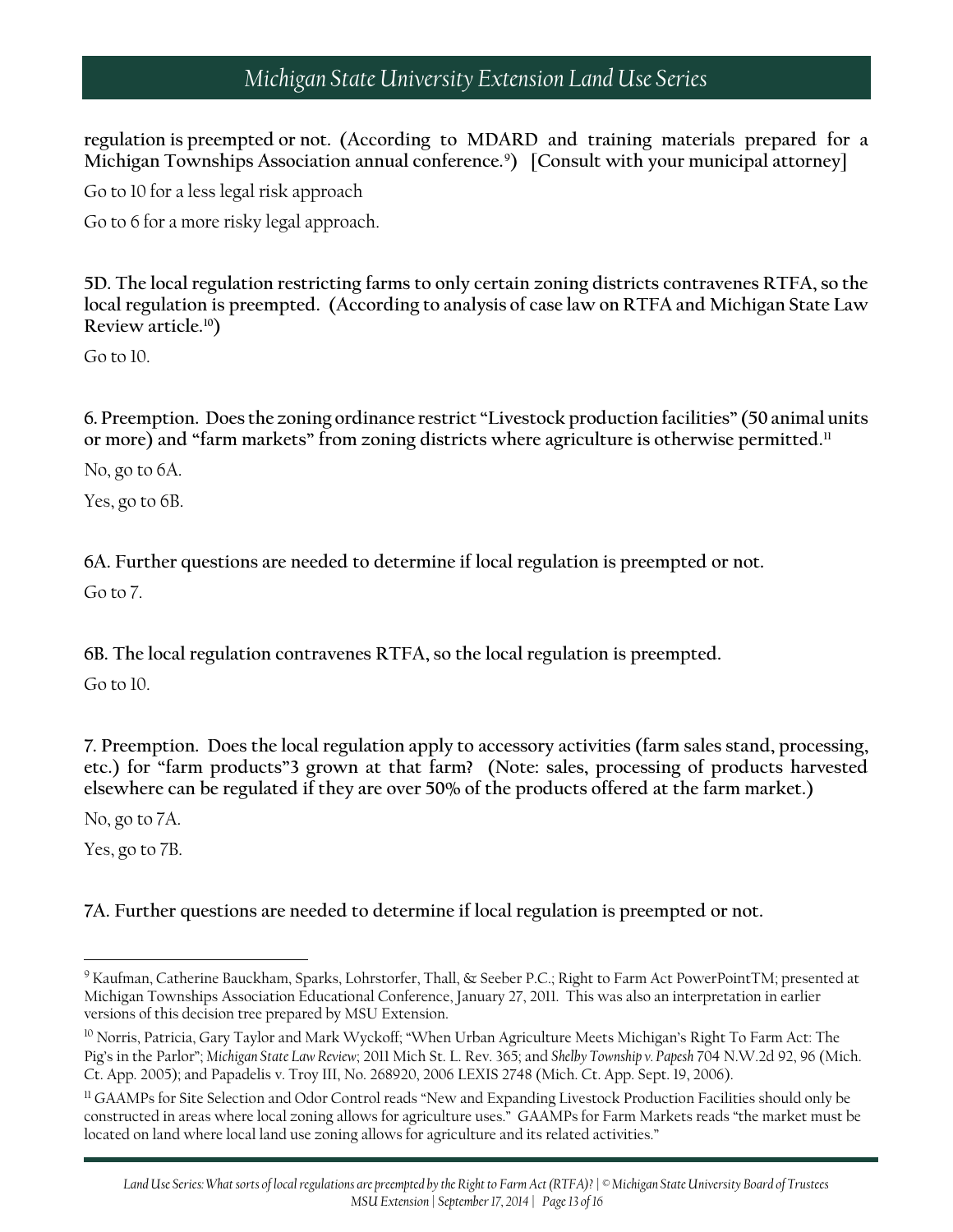**regulation is preempted or not. (According to MDARD and training materials prepared for a Michigan Townships Association annual conference.[9]) [Consult with your municipal attorney]**

Go to 10 for a less legal risk approach

Go to 6 for a more risky legal approach.

**5D. The local regulation restricting farms to only certain zoning districts contravenes RTFA, so the local regulation is preempted. (According to analysis of case law on RTFA and Michigan State Law Review article.[10])**

Go to 10.

**6. Preemption. Does the zoning ordinance restrict "Livestock production facilities" (50 animal units or more) and "farm markets" from zoning districts where agriculture is otherwise permitted.[11]**

No, go to 6A.

Yes, go to 6B.

**6A. Further questions are needed to determine if local regulation is preempted or not.**

Go to 7.

**6B. The local regulation contravenes RTFA, so the local regulation is preempted.**

Go to 10.

**7. Preemption. Does the local regulation apply to accessory activities (farm sales stand, processing, etc.) for "farm products"3 grown at that farm? (Note: sales, processing of products harvested elsewhere can be regulated if they are over 50% of the products offered at the farm market.)**

No, go to 7A.

Yes, go to 7B.

**7A. Further questions are needed to determine if local regulation is preempted or not.**

---

[9] Kaufman, Catherine Bauckham, Sparks, Lohrstorfer, Thall, & Seeber P.C.; Right to Farm Act PowerPoint™; presented at Michigan Townships Association Educational Conference, January 27, 2011. This was also an interpretation in earlier versions of this decision tree prepared by MSU Extension.

[10] Norris, Patricia, Gary Taylor and Mark Wyckoff; "When Urban Agriculture Meets Michigan's Right To Farm Act: The Pig's in the Parlor"; *Michigan State Law Review*; 2011 Mich St. L. Rev. 365; and *Shelby Township v. Papesh* 704 N.W.2d 92, 96 (Mich. Ct. App. 2005); and Papadelis v. Troy III, No. 268920, 2006 LEXIS 2748 (Mich. Ct. App. Sept. 19, 2006).

[11] GAAMPs for Site Selection and Odor Control reads "New and Expanding Livestock Production Facilities should only be constructed in areas where local zoning allows for agriculture uses." GAAMPs for Farm Markets reads "the market must be located on land where local land use zoning allows for agriculture and its related activities."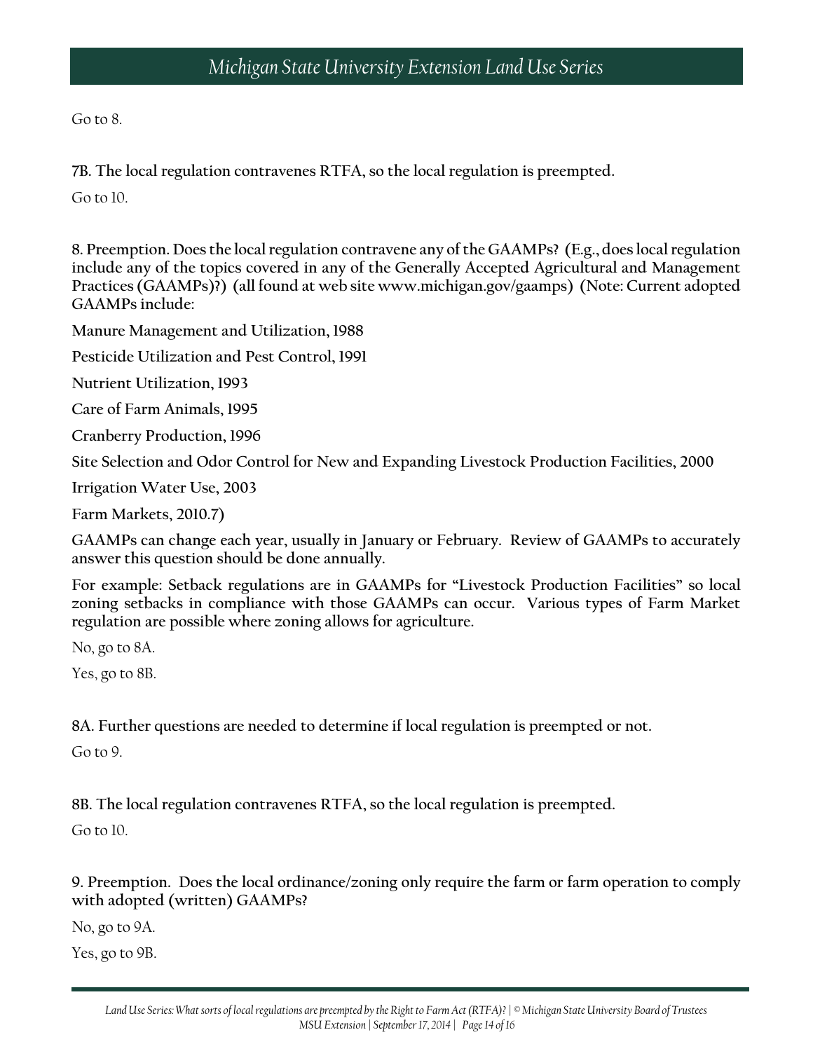Go to 8.

**7B. The local regulation contravenes RTFA, so the local regulation is preempted.**

Go to 10.

**8. Preemption. Does the local regulation contravene any of the GAAMPs? (E.g., does local regulation include any of the topics covered in any of the Generally Accepted Agricultural and Management Practices (GAAMPs)?) (all found at web site www.michigan.gov/gaamps) (Note: Current adopted GAAMPs include:**

**Manure Management and Utilization, 1988**

**Pesticide Utilization and Pest Control, 1991**

**Nutrient Utilization, 1993**

**Care of Farm Animals, 1995**

**Cranberry Production, 1996**

**Site Selection and Odor Control for New and Expanding Livestock Production Facilities, 2000**

**Irrigation Water Use, 2003**

**Farm Markets, 2010.7)**

**GAAMPs can change each year, usually in January or February. Review of GAAMPs to accurately answer this question should be done annually.**

**For example: Setback regulations are in GAAMPs for "Livestock Production Facilities" so local zoning setbacks in compliance with those GAAMPs can occur. Various types of Farm Market regulation are possible where zoning allows for agriculture.**

No, go to 8A.

Yes, go to 8B.

**8A. Further questions are needed to determine if local regulation is preempted or not.**

Go to 9.

**8B. The local regulation contravenes RTFA, so the local regulation is preempted.**

Go to 10.

**9. Preemption. Does the local ordinance/zoning only require the farm or farm operation to comply with adopted (written) GAAMPs?**

No, go to 9A.

Yes, go to 9B.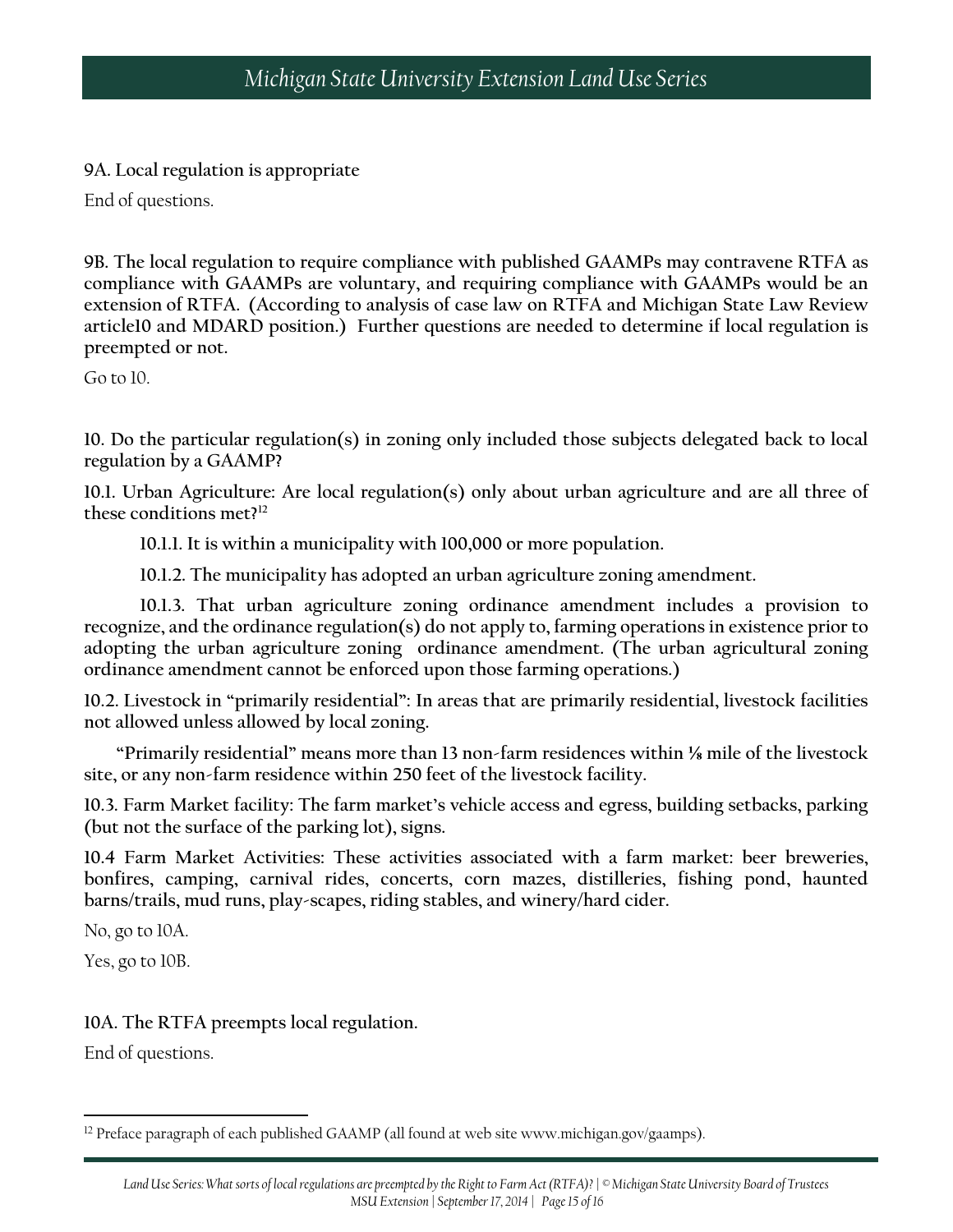**9A. Local regulation is appropriate**

End of questions.

**9B. The local regulation to require compliance with published GAAMPs may contravene RTFA as compliance with GAAMPs are voluntary, and requiring compliance with GAAMPs would be an extension of RTFA. (According to analysis of case law on RTFA and Michigan State Law Review article10 and MDARD position.) Further questions are needed to determine if local regulation is preempted or not.**

Go to 10.

**10. Do the particular regulation(s) in zoning only included those subjects delegated back to local regulation by a GAAMP?**

**10.1. Urban Agriculture: Are local regulation(s) only about urban agriculture and are all three of these conditions met?[12]**

> **10.1.1. It is within a municipality with 100,000 or more population.**
>
> **10.1.2. The municipality has adopted an urban agriculture zoning amendment.**
>
> **10.1.3. That urban agriculture zoning ordinance amendment includes a provision to recognize, and the ordinance regulation(s) do not apply to, farming operations in existence prior to adopting the urban agriculture zoning ordinance amendment. (The urban agricultural zoning ordinance amendment cannot be enforced upon those farming operations.)**

**10.2. Livestock in "primarily residential": In areas that are primarily residential, livestock facilities not allowed unless allowed by local zoning.**

**"Primarily residential" means more than 13 non-farm residences within ⅛ mile of the livestock site, or any non-farm residence within 250 feet of the livestock facility.**

**10.3. Farm Market facility: The farm market's vehicle access and egress, building setbacks, parking (but not the surface of the parking lot), signs.**

**10.4 Farm Market Activities: These activities associated with a farm market: beer breweries, bonfires, camping, carnival rides, concerts, corn mazes, distilleries, fishing pond, haunted barns/trails, mud runs, play-scapes, riding stables, and winery/hard cider.**

No, go to 10A.

Yes, go to 10B.

**10A. The RTFA preempts local regulation.**

End of questions.

---

[12] Preface paragraph of each published GAAMP (all found at web site www.michigan.gov/gaamps).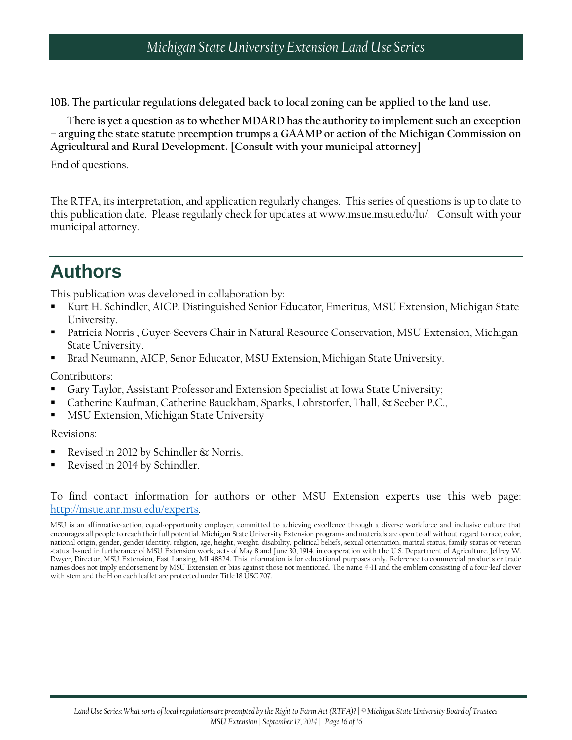**10B. The particular regulations delegated back to local zoning can be applied to the land use.**

**There is yet a question as to whether MDARD has the authority to implement such an exception – arguing the state statute preemption trumps a GAAMP or action of the Michigan Commission on Agricultural and Rural Development. [Consult with your municipal attorney]**

End of questions.

The RTFA, its interpretation, and application regularly changes. This series of questions is up to date to this publication date. Please regularly check for updates at www.msue.msu.edu/lu/. Consult with your municipal attorney.

## Authors

This publication was developed in collaboration by:

- Kurt H. Schindler, AICP, Distinguished Senior Educator, Emeritus, MSU Extension, Michigan State University.
- Patricia Norris , Guyer-Seevers Chair in Natural Resource Conservation, MSU Extension, Michigan State University.
- Brad Neumann, AICP, Senor Educator, MSU Extension, Michigan State University.

Contributors:

- Gary Taylor, Assistant Professor and Extension Specialist at Iowa State University;
- Catherine Kaufman, Catherine Bauckham, Sparks, Lohrstorfer, Thall, & Seeber P.C.,
- MSU Extension, Michigan State University

Revisions:

- Revised in 2012 by Schindler & Norris.
- Revised in 2014 by Schindler.

To find contact information for authors or other MSU Extension experts use this web page: [http://msue.anr.msu.edu/experts](http://msue.anr.msu.edu/experts).

MSU is an affirmative-action, equal-opportunity employer, committed to achieving excellence through a diverse workforce and inclusive culture that encourages all people to reach their full potential. Michigan State University Extension programs and materials are open to all without regard to race, color, national origin, gender, gender identity, religion, age, height, weight, disability, political beliefs, sexual orientation, marital status, family status or veteran status. Issued in furtherance of MSU Extension work, acts of May 8 and June 30, 1914, in cooperation with the U.S. Department of Agriculture. Jeffrey W. Dwyer, Director, MSU Extension, East Lansing, MI 48824. This information is for educational purposes only. Reference to commercial products or trade names does not imply endorsement by MSU Extension or bias against those not mentioned. The name 4-H and the emblem consisting of a four-leaf clover with stem and the H on each leaflet are protected under Title 18 USC 707.